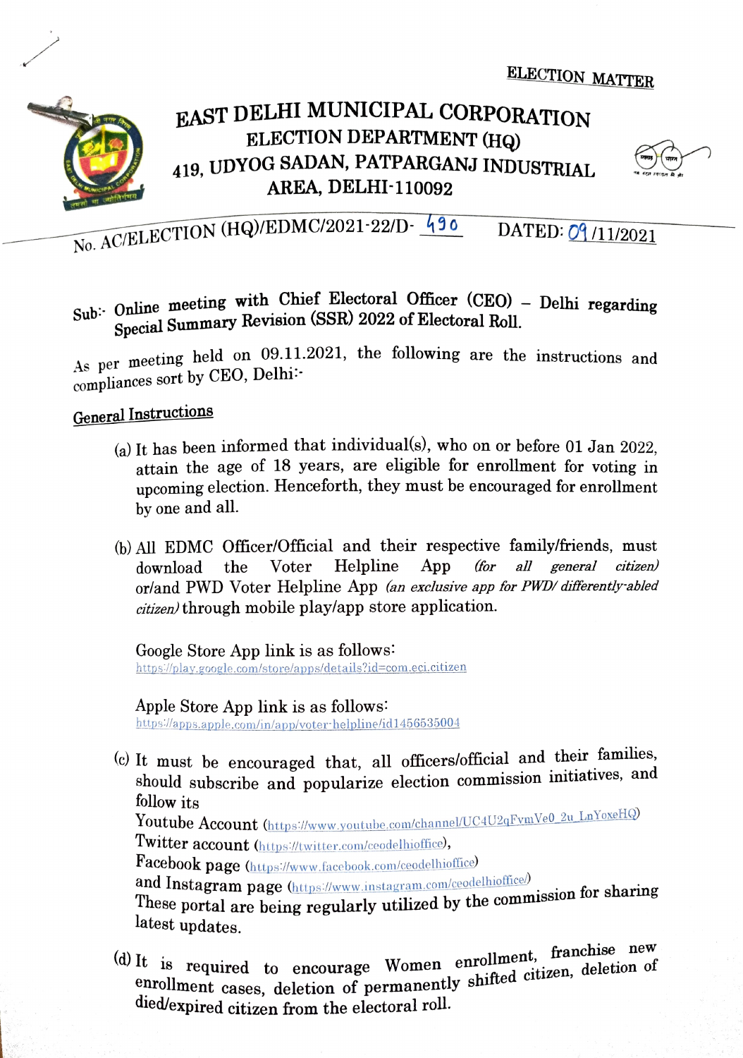ELECTION MATTER

# EAST DELHI MUNICIPAL CORPORATION

## ELECTION DEPARTMENT (HQ)

## 419, UDYOG SADAN, PATPARGANJ INDUSTRIAL AREA, DELHI-110092

No. AC/ELECTION (HQ)/EDMC/2021-22/D- 490 DATED: 09/11/2021

Sub:- Online meeting with Chief Electoral Officer (CEO) – Delhi regarding Special Summary Revision (SSR) 2022 of Electoral Roll.

As per meeting held on 09.11.2021, the following are the instructions and compliances sort by CEO, Delhi:-

**General Instructions**

(a) It has been informed that individual(s), who on or before 01 Jan 2022, attain the age of 18 years, are eligible for enrollment for voting in upcoming election. Henceforth, they must be encouraged for enrollment by one and all.

(b) All EDMC Officer/Official and their respective family/friends, must download the Voter Helpline App *(for all general citizen)* or/and PWD Voter Helpline App *(an exclusive app for PWD/ differently-abled citizen)* through mobile play/app store application.

Google Store App link is as follows:
https://play.google.com/store/apps/details?id=com.eci.citizen

Apple Store App link is as follows:
https://apps.apple.com/in/app/voter-helpline/id1456535004

(c) It must be encouraged that, all officers/official and their families, should subscribe and popularize election commission initiatives, and follow its
Youtube Account (https://www.youtube.com/channel/UC4U2qFvmVe0_2u_LnYoxeHQ)
Twitter account (https://twitter.com/ceodelhioffice),
Facebook page (https://www.facebook.com/ceodelhioffice)
and Instagram page (https://www.instagram.com/ceodelhioffice/)
These portal are being regularly utilized by the commission for sharing latest updates.

(d) It is required to encourage Women enrollment, franchise new enrollment cases, deletion of permanently shifted citizen, deletion of died/expired citizen from the electoral roll.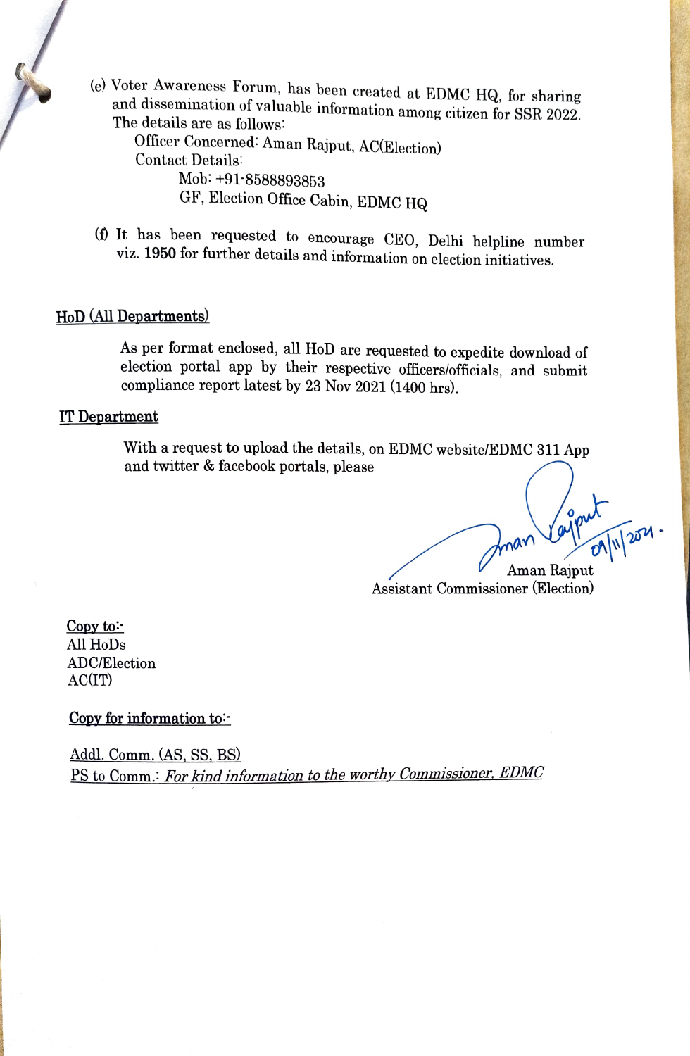(e) Voter Awareness Forum, has been created at EDMC HQ, for sharing and dissemination of valuable information among citizen for SSR 2022. The details are as follows:

Officer Concerned: Aman Rajput, AC(Election)

Contact Details:

Mob: +91-8588893853

GF, Election Office Cabin, EDMC HQ

(f) It has been requested to encourage CEO, Delhi helpline number viz. **1950** for further details and information on election initiatives.

**HoD (All Departments)**

As per format enclosed, all HoD are requested to expedite download of election portal app by their respective officers/officials, and submit compliance report latest by 23 Nov 2021 (1400 hrs).

**IT Department**

With a request to upload the details, on EDMC website/EDMC 311 App and twitter & facebook portals, please

Aman Rajput 09/11/2021.

Aman Rajput

Assistant Commissioner (Election)

**Copy to:-**

All HoDs

ADC/Election

AC(IT)

**Copy for information to:-**

Addl. Comm. (AS, SS, BS)

PS to Comm.: *For kind information to the worthy Commissioner, EDMC*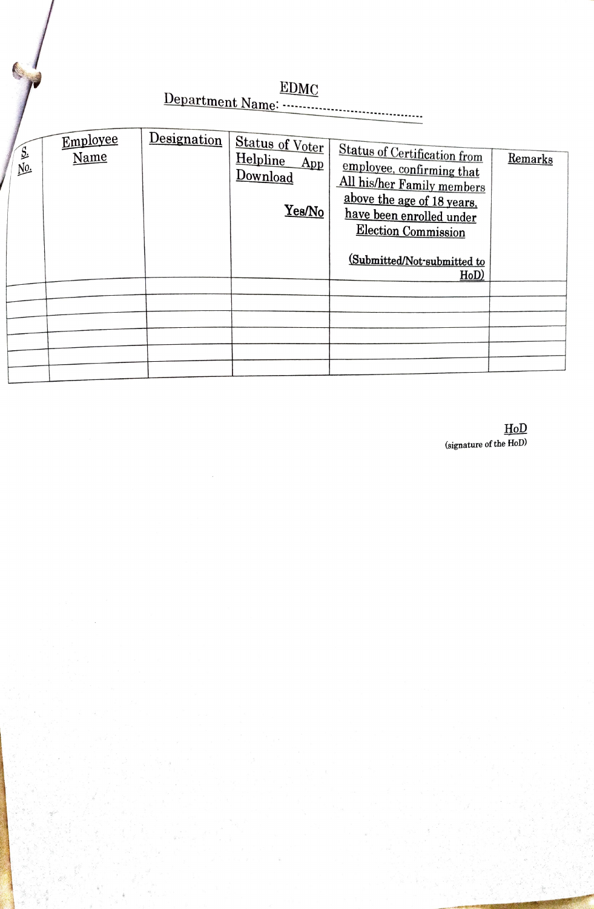EDMC

Department Name: ----------------------------------

| S. No. | Employee Name | Designation | Status of Voter Helpline App Download<br><br>Yes/No | Status of Certification from employee, confirming that All his/her Family members above the age of 18 years, have been enrolled under Election Commission<br><br>(Submitted/Not-submitted to HoD) | Remarks |
|---|---|---|---|---|---|
| | | | | | |
| | | | | | |
| | | | | | |
| | | | | | |
| | | | | | |
| | | | | | |

HoD

(signature of the HoD)